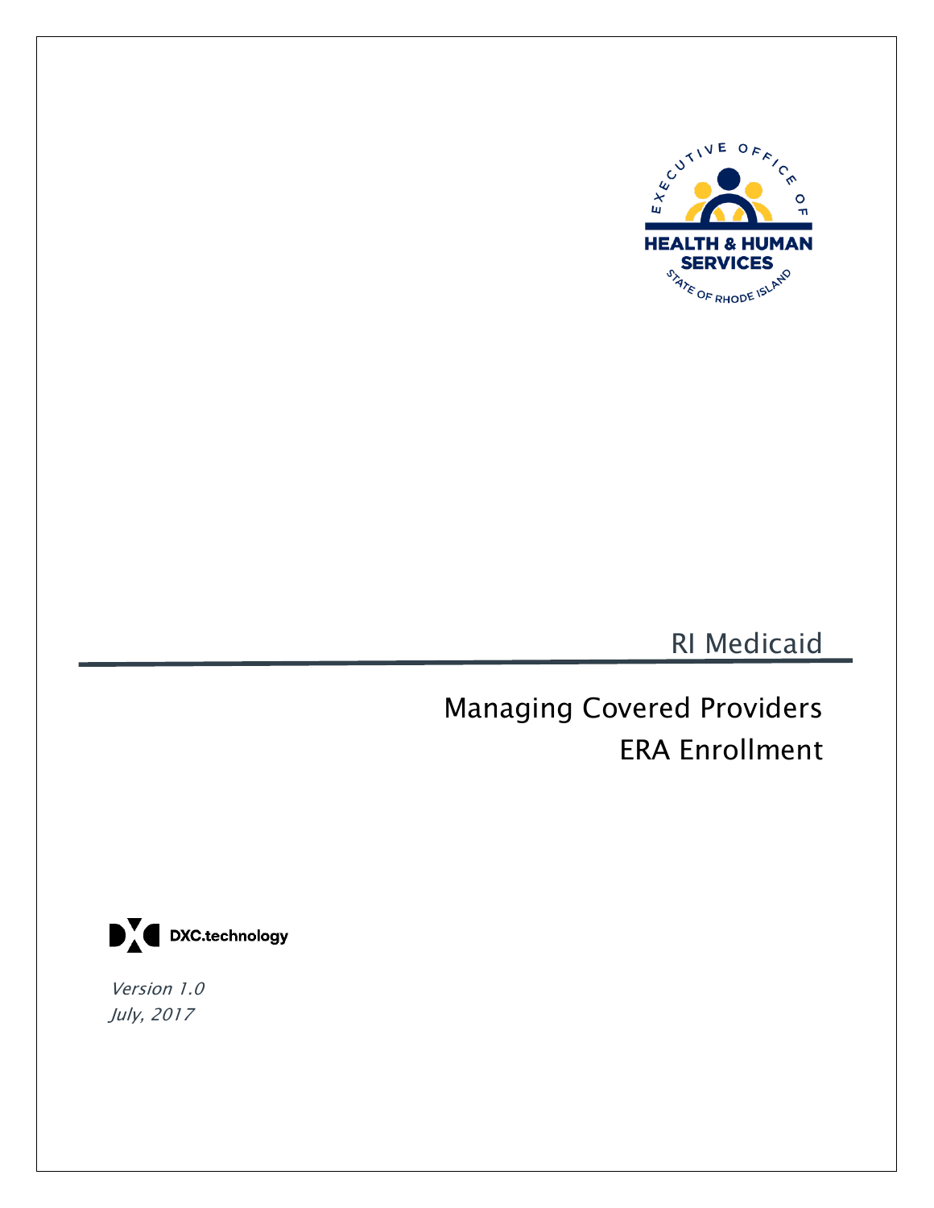EXECUTIVE OFFICE OF HEALTH & HUMAN SERVICES STATE OF RHODE ISLAND

RI Medicaid

# Managing Covered Providers ERA Enrollment

DXC.technology

*Version 1.0*
*July, 2017*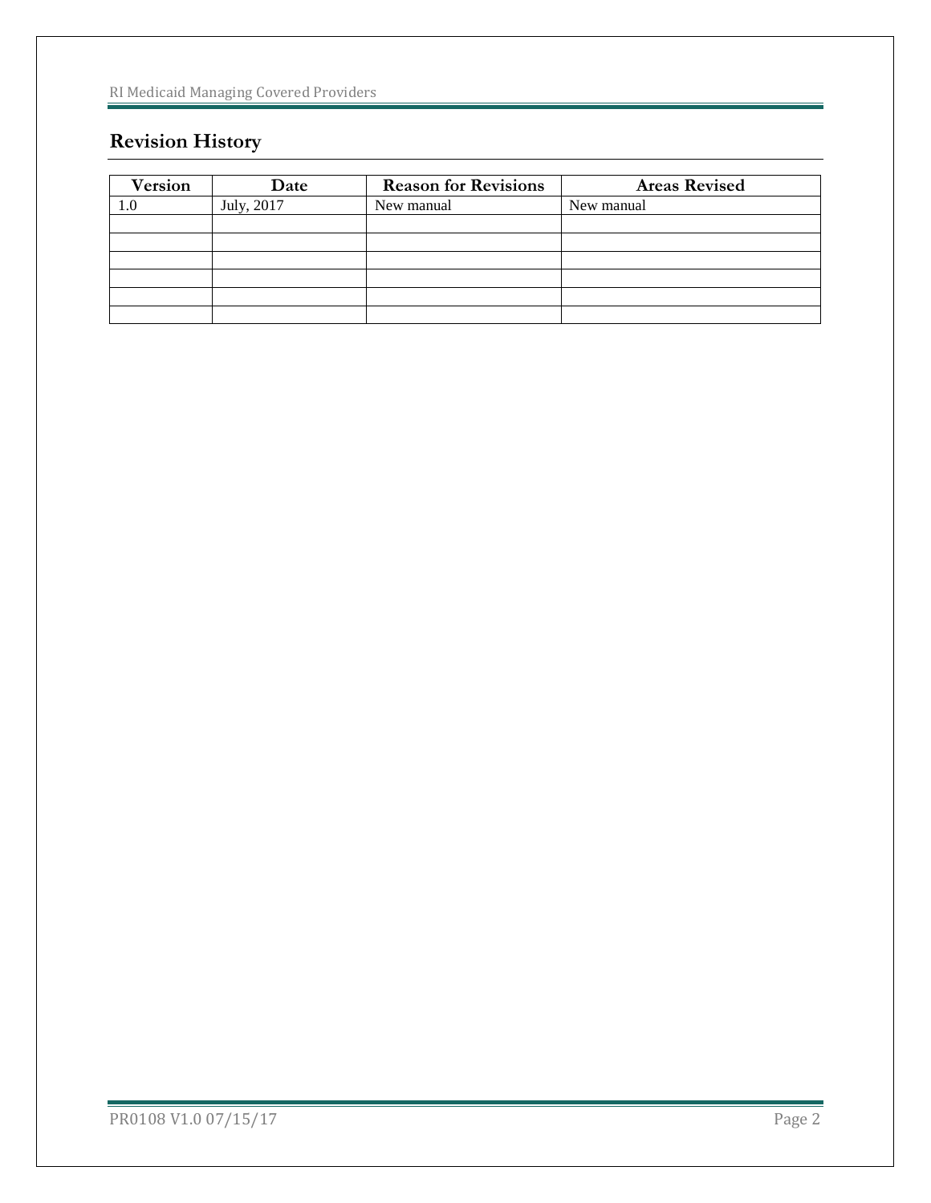## Revision History

| Version | Date | Reason for Revisions | Areas Revised |
|---|---|---|---|
| 1.0 | July, 2017 | New manual | New manual |
| | | | |
| | | | |
| | | | |
| | | | |
| | | | |
| | | | |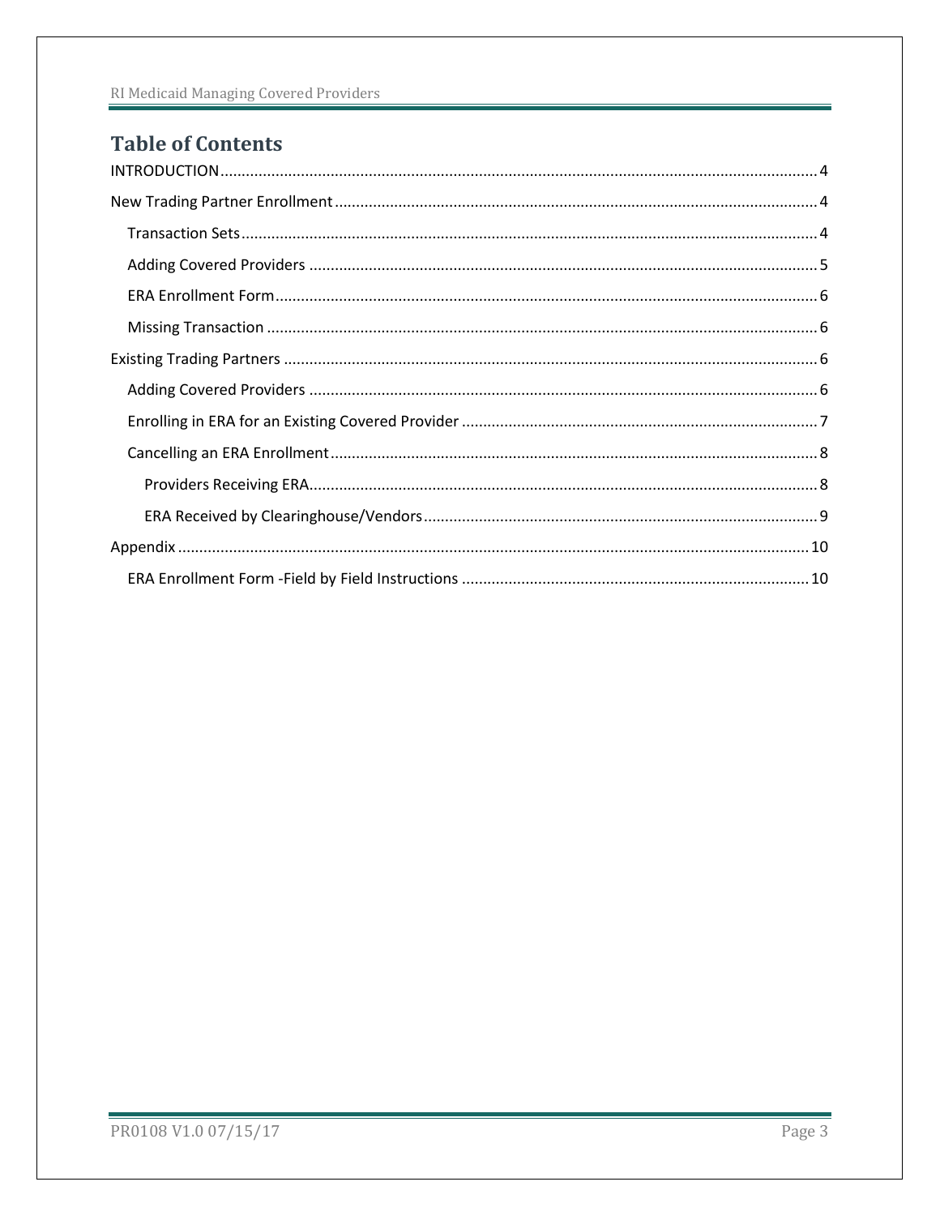# Table of Contents

INTRODUCTION....................................................................................................................4

New Trading Partner Enrollment.........................................................................................4

- Transaction Sets.............................................................................................................4
- Adding Covered Providers ..............................................................................................5
- ERA Enrollment Form.....................................................................................................6
- Missing Transaction ........................................................................................................6

Existing Trading Partners .....................................................................................................6

- Adding Covered Providers ..............................................................................................6
- Enrolling in ERA for an Existing Covered Provider ............................................................7
- Cancelling an ERA Enrollment.........................................................................................8
  - Providers Receiving ERA...............................................................................................8
  - ERA Received by Clearinghouse/Vendors.....................................................................9

Appendix ..........................................................................................................................10

- ERA Enrollment Form -Field by Field Instructions .........................................................10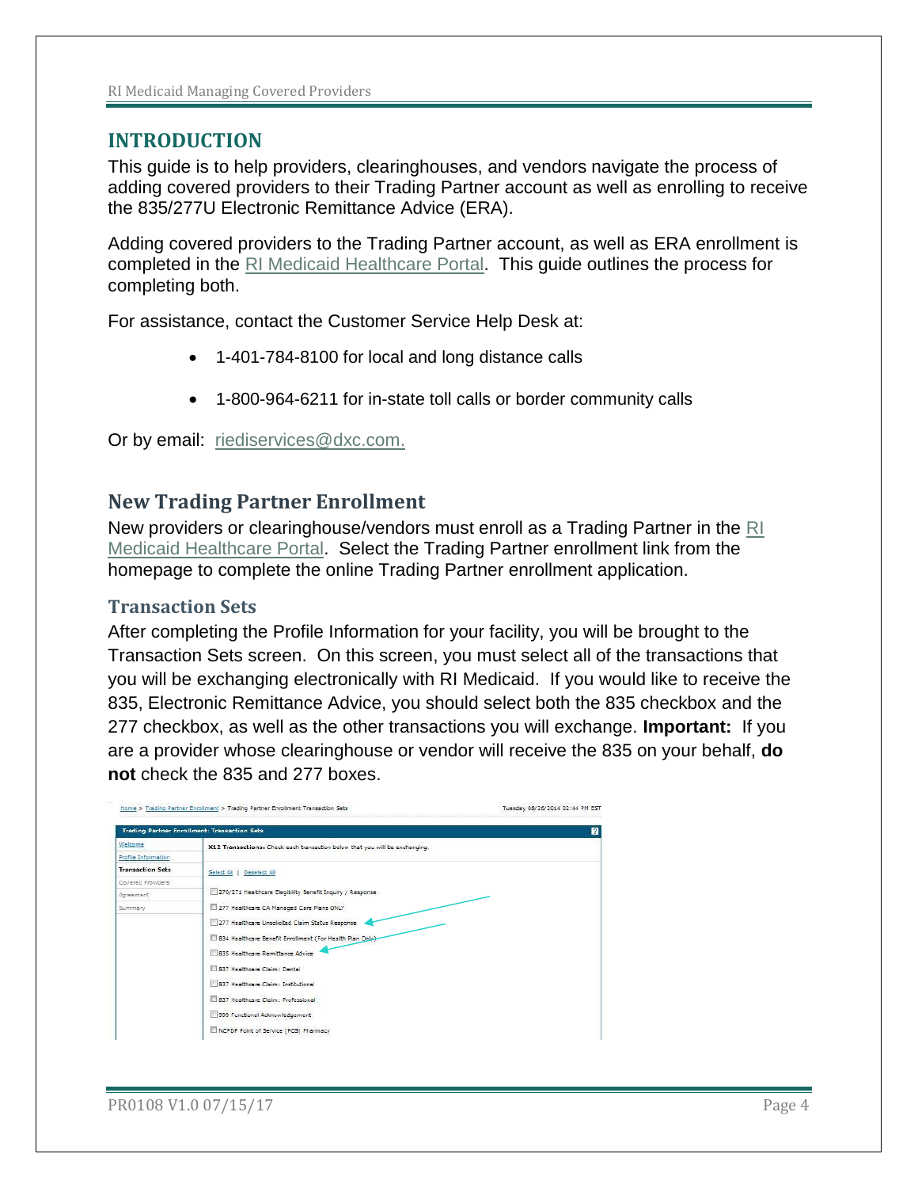## INTRODUCTION

This guide is to help providers, clearinghouses, and vendors navigate the process of adding covered providers to their Trading Partner account as well as enrolling to receive the 835/277U Electronic Remittance Advice (ERA).

Adding covered providers to the Trading Partner account, as well as ERA enrollment is completed in the RI Medicaid Healthcare Portal. This guide outlines the process for completing both.

For assistance, contact the Customer Service Help Desk at:

- 1-401-784-8100 for local and long distance calls
- 1-800-964-6211 for in-state toll calls or border community calls

Or by email: riediservices@dxc.com.

## New Trading Partner Enrollment

New providers or clearinghouse/vendors must enroll as a Trading Partner in the RI Medicaid Healthcare Portal. Select the Trading Partner enrollment link from the homepage to complete the online Trading Partner enrollment application.

### Transaction Sets

After completing the Profile Information for your facility, you will be brought to the Transaction Sets screen. On this screen, you must select all of the transactions that you will be exchanging electronically with RI Medicaid. If you would like to receive the 835, Electronic Remittance Advice, you should select both the 835 checkbox and the 277 checkbox, as well as the other transactions you will exchange. **Important:** If you are a provider whose clearinghouse or vendor will receive the 835 on your behalf, **do not** check the 835 and 277 boxes.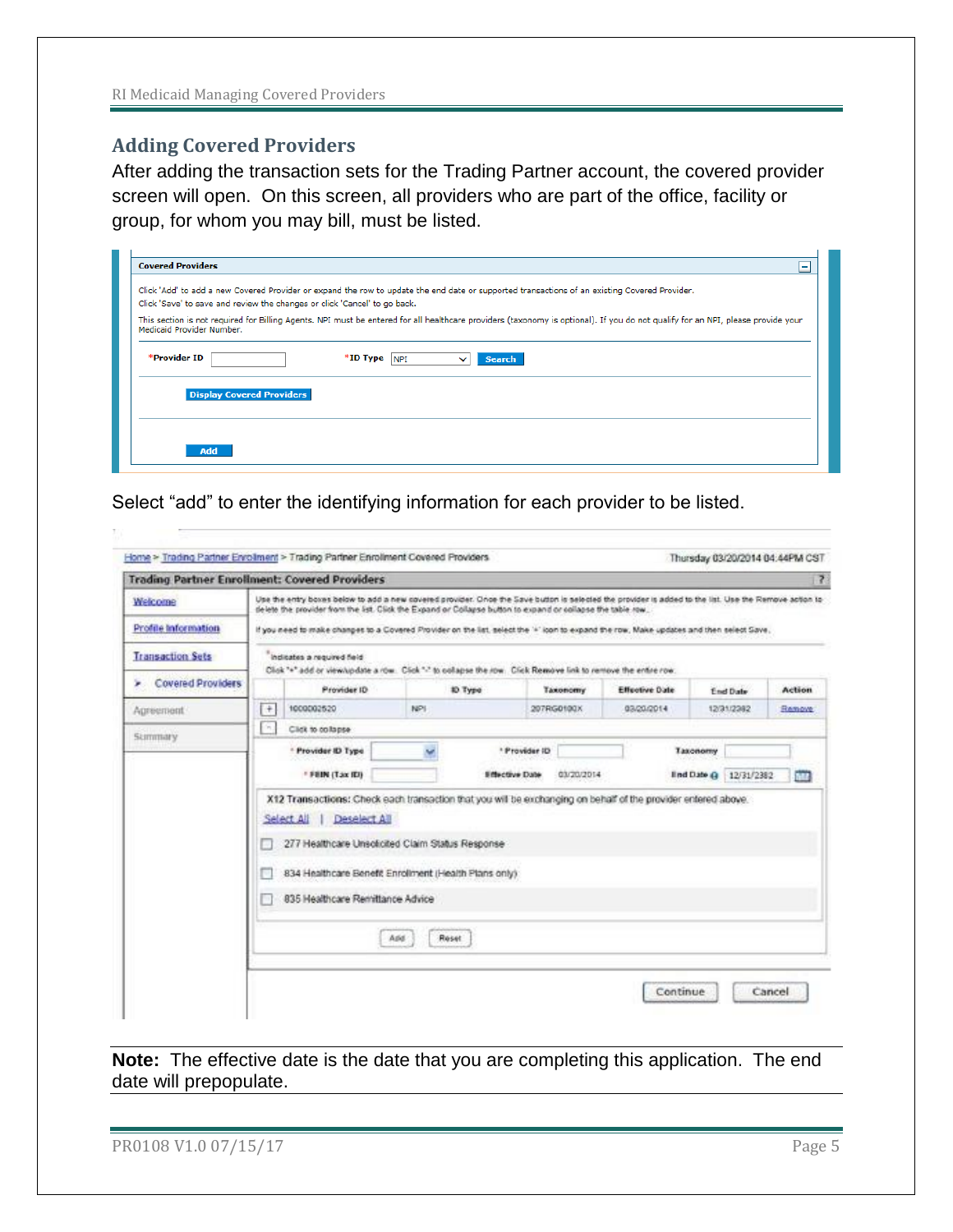## Adding Covered Providers

After adding the transaction sets for the Trading Partner account, the covered provider screen will open. On this screen, all providers who are part of the office, facility or group, for whom you may bill, must be listed.

**Covered Providers**

Click 'Add' to add a new Covered Provider or expand the row to update the end date or supported transactions of an existing Covered Provider.
Click 'Save' to save and review the changes or click 'Cancel' to go back.

This section is not required for Billing Agents. NPI must be entered for all healthcare providers (taxonomy is optional). If you do not qualify for an NPI, please provide your Medicaid Provider Number.

*Provider ID [ ] *ID Type [NPI] Search

Display Covered Providers

Add

Select "add" to enter the identifying information for each provider to be listed.

Home > Trading Partner Enrollment > Trading Partner Enrollment Covered Providers Thursday 03/20/2014 04:44PM CST

**Trading Partner Enrollment: Covered Providers**

- Welcome
- Profile Information
- Transaction Sets
- Covered Providers
- Agreement
- Summary

Use the entry boxes below to add a new covered provider. Once the Save button is selected the provider is added to the list. Use the Remove action to delete the provider from the list. Click the Expand or Collapse button to expand or collapse the table row.

If you need to make changes to a Covered Provider on the list, select the '+' icon to expand the row. Make updates and then select Save.

*Indicates a required field

Click "+" add or view/update a row. Click "-" to collapse the row. Click Remove link to remove the entire row.

| | Provider ID | ID Type | Taxonomy | Effective Date | End Date | Action |
|---|---|---|---|---|---|---|
| + | 1000002520 | NPI | 207RG0100X | 03/20/2014 | 12/31/2382 | Remove |

Click to collapse

*Provider ID Type [ ] *Provider ID [ ] Taxonomy [ ]

*FEIN (Tax ID) [ ] Effective Date 03/20/2014 End Date [12/31/2382]

X12 Transactions: Check each transaction that you will be exchanging on behalf of the provider entered above.

Select All | Deselect All

- [ ] 277 Healthcare Unsolicited Claim Status Response
- [ ] 834 Healthcare Benefit Enrollment (Health Plans only)
- [ ] 835 Healthcare Remittance Advice

Add Reset

Continue Cancel

**Note:** The effective date is the date that you are completing this application. The end date will prepopulate.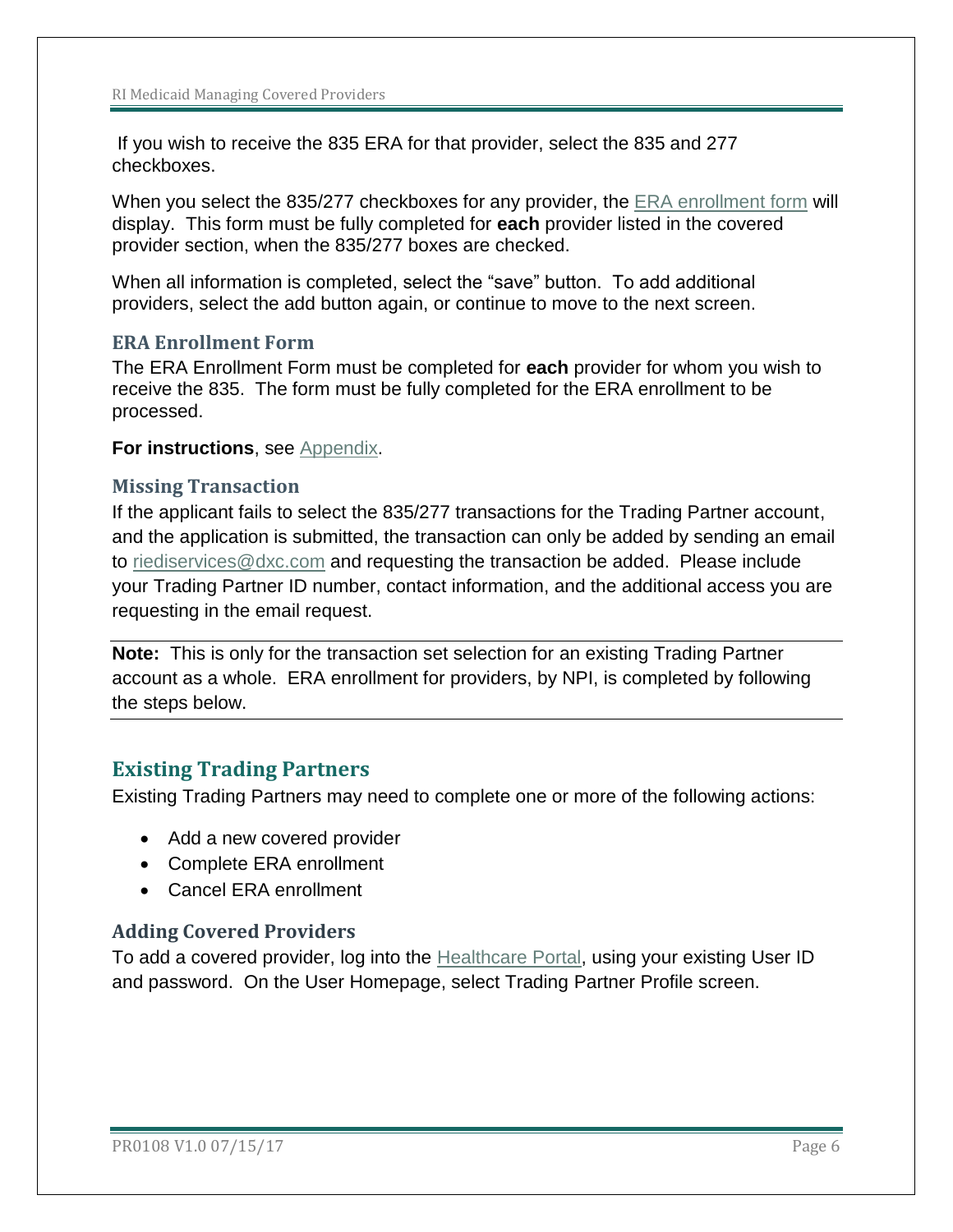If you wish to receive the 835 ERA for that provider, select the 835 and 277 checkboxes.

When you select the 835/277 checkboxes for any provider, the ERA enrollment form will display. This form must be fully completed for **each** provider listed in the covered provider section, when the 835/277 boxes are checked.

When all information is completed, select the "save" button. To add additional providers, select the add button again, or continue to move to the next screen.

### ERA Enrollment Form

The ERA Enrollment Form must be completed for **each** provider for whom you wish to receive the 835. The form must be fully completed for the ERA enrollment to be processed.

**For instructions**, see Appendix.

### Missing Transaction

If the applicant fails to select the 835/277 transactions for the Trading Partner account, and the application is submitted, the transaction can only be added by sending an email to riediservices@dxc.com and requesting the transaction be added. Please include your Trading Partner ID number, contact information, and the additional access you are requesting in the email request.

---

**Note:** This is only for the transaction set selection for an existing Trading Partner account as a whole. ERA enrollment for providers, by NPI, is completed by following the steps below.

---

## Existing Trading Partners

Existing Trading Partners may need to complete one or more of the following actions:

- Add a new covered provider
- Complete ERA enrollment
- Cancel ERA enrollment

### Adding Covered Providers

To add a covered provider, log into the Healthcare Portal, using your existing User ID and password. On the User Homepage, select Trading Partner Profile screen.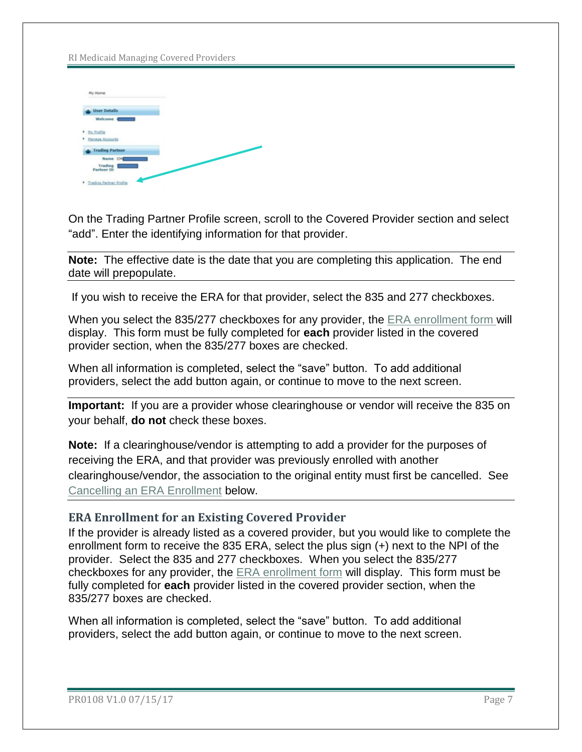On the Trading Partner Profile screen, scroll to the Covered Provider section and select "add". Enter the identifying information for that provider.

**Note:** The effective date is the date that you are completing this application. The end date will prepopulate.

If you wish to receive the ERA for that provider, select the 835 and 277 checkboxes.

When you select the 835/277 checkboxes for any provider, the ERA enrollment form will display. This form must be fully completed for **each** provider listed in the covered provider section, when the 835/277 boxes are checked.

When all information is completed, select the "save" button. To add additional providers, select the add button again, or continue to move to the next screen.

**Important:** If you are a provider whose clearinghouse or vendor will receive the 835 on your behalf, **do not** check these boxes.

**Note:** If a clearinghouse/vendor is attempting to add a provider for the purposes of receiving the ERA, and that provider was previously enrolled with another clearinghouse/vendor, the association to the original entity must first be cancelled. See Cancelling an ERA Enrollment below.

### ERA Enrollment for an Existing Covered Provider

If the provider is already listed as a covered provider, but you would like to complete the enrollment form to receive the 835 ERA, select the plus sign (+) next to the NPI of the provider. Select the 835 and 277 checkboxes. When you select the 835/277 checkboxes for any provider, the ERA enrollment form will display. This form must be fully completed for **each** provider listed in the covered provider section, when the 835/277 boxes are checked.

When all information is completed, select the "save" button. To add additional providers, select the add button again, or continue to move to the next screen.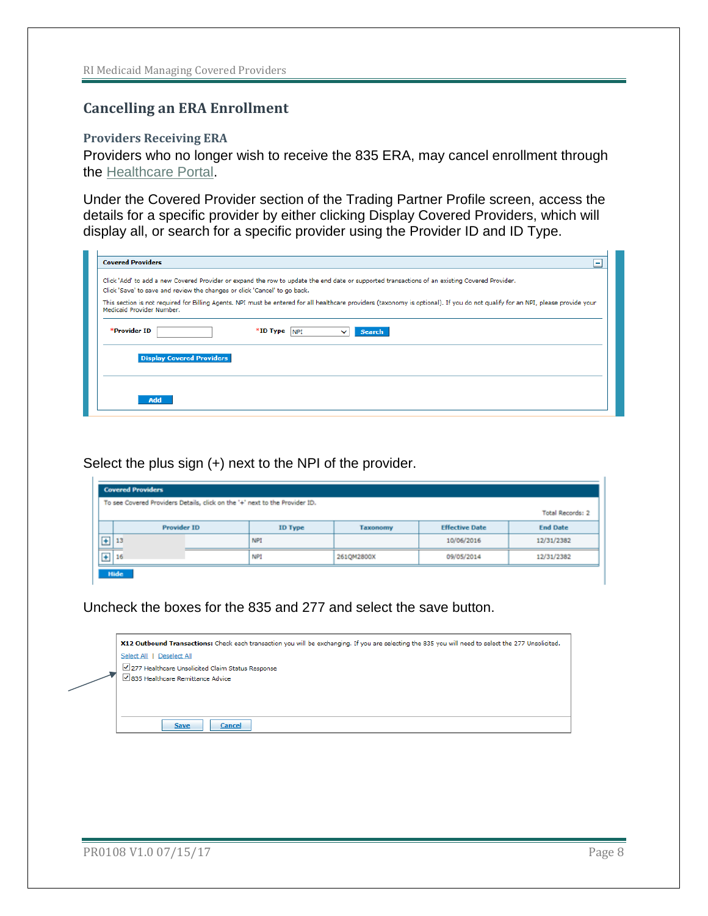## Cancelling an ERA Enrollment

### Providers Receiving ERA

Providers who no longer wish to receive the 835 ERA, may cancel enrollment through the Healthcare Portal.

Under the Covered Provider section of the Trading Partner Profile screen, access the details for a specific provider by either clicking Display Covered Providers, which will display all, or search for a specific provider using the Provider ID and ID Type.

**Covered Providers**

Click 'Add' to add a new Covered Provider or expand the row to update the end date or supported transactions of an existing Covered Provider.
Click 'Save' to save and review the changes or click 'Cancel' to go back.

This section is not required for Billing Agents. NPI must be entered for all healthcare providers (taxonomy is optional). If you do not qualify for an NPI, please provide your Medicaid Provider Number.

*Provider ID [ ] *ID Type [NPI] Search

Display Covered Providers

Add

Select the plus sign (+) next to the NPI of the provider.

**Covered Providers**

To see Covered Providers Details, click on the '+' next to the Provider ID.

Total Records: 2

| | Provider ID | ID Type | Taxonomy | Effective Date | End Date |
|---|---|---|---|---|---|
| + | 13 | NPI | | 10/06/2016 | 12/31/2382 |
| + | 16 | NPI | 261QM2800X | 09/05/2014 | 12/31/2382 |

Hide

Uncheck the boxes for the 835 and 277 and select the save button.

**X12 Outbound Transactions:** Check each transaction you will be exchanging. If you are selecting the 835 you will need to select the 277 Unsolicited.

Select All | Deselect All

- [x] 277 Healthcare Unsolicited Claim Status Response
- [x] 835 Healthcare Remittance Advice

Save Cancel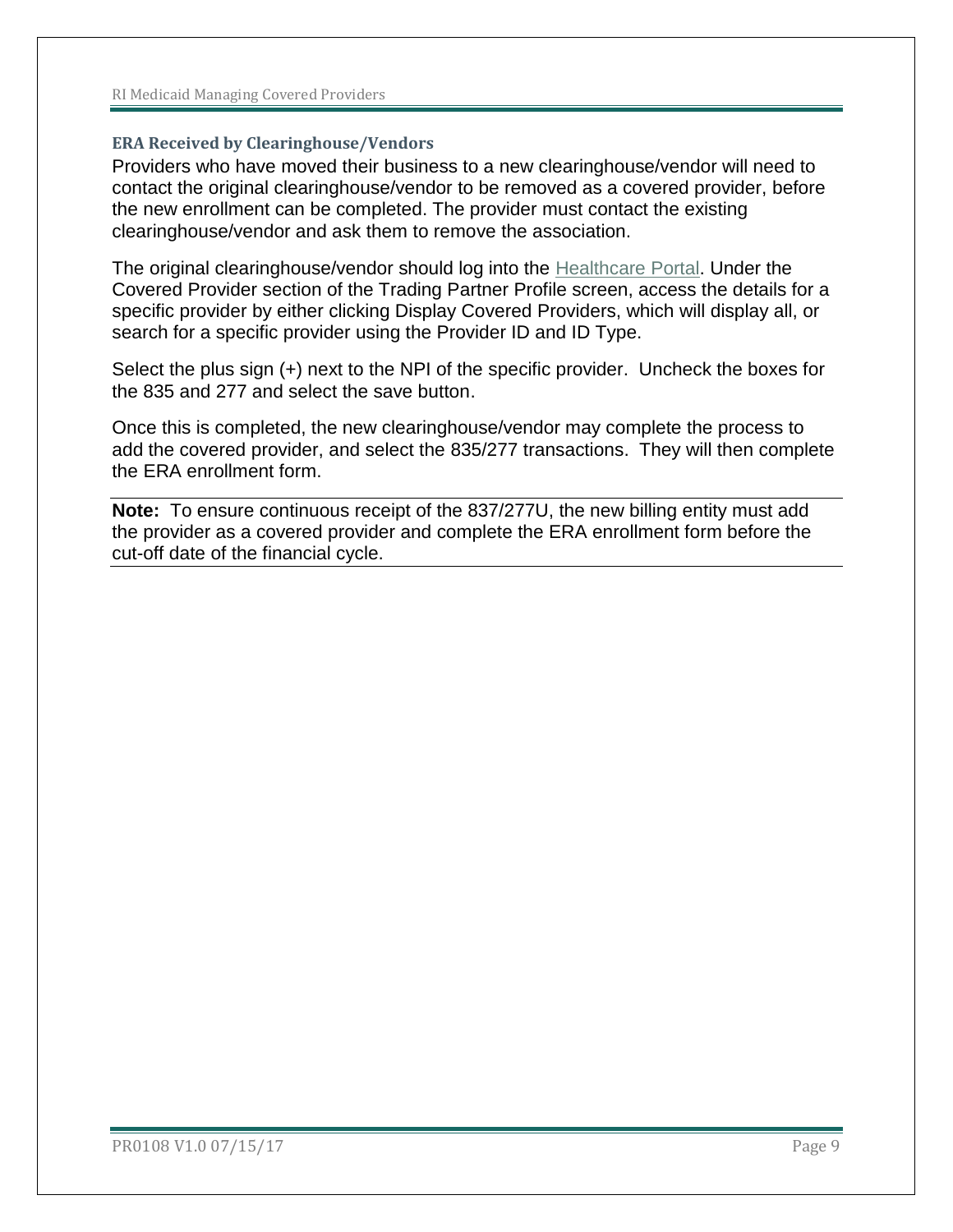### ERA Received by Clearinghouse/Vendors

Providers who have moved their business to a new clearinghouse/vendor will need to contact the original clearinghouse/vendor to be removed as a covered provider, before the new enrollment can be completed. The provider must contact the existing clearinghouse/vendor and ask them to remove the association.

The original clearinghouse/vendor should log into the Healthcare Portal. Under the Covered Provider section of the Trading Partner Profile screen, access the details for a specific provider by either clicking Display Covered Providers, which will display all, or search for a specific provider using the Provider ID and ID Type.

Select the plus sign (+) next to the NPI of the specific provider. Uncheck the boxes for the 835 and 277 and select the save button.

Once this is completed, the new clearinghouse/vendor may complete the process to add the covered provider, and select the 835/277 transactions. They will then complete the ERA enrollment form.

---

**Note:** To ensure continuous receipt of the 837/277U, the new billing entity must add the provider as a covered provider and complete the ERA enrollment form before the cut-off date of the financial cycle.

---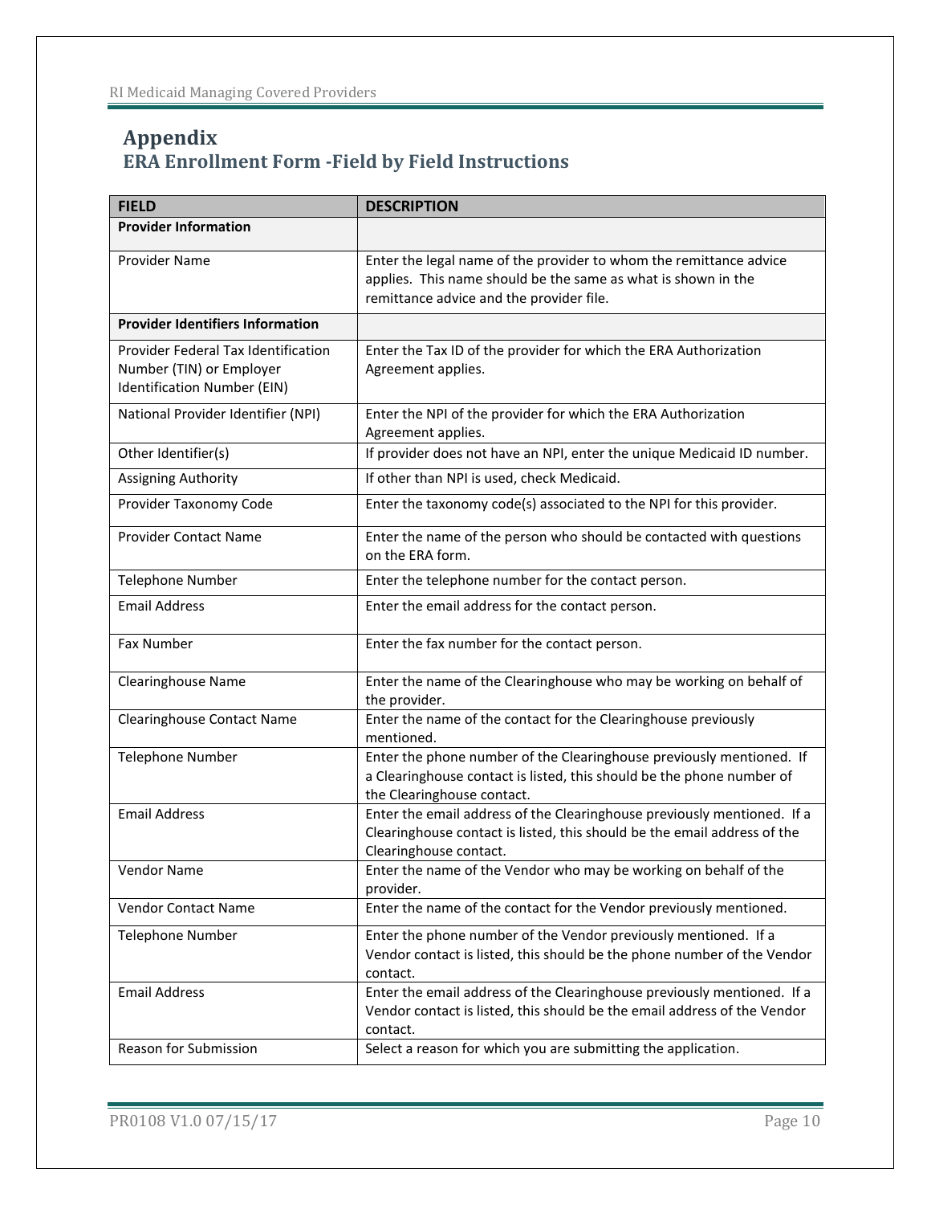# Appendix

## ERA Enrollment Form -Field by Field Instructions

| FIELD | DESCRIPTION |
|---|---|
| **Provider Information** | |
| Provider Name | Enter the legal name of the provider to whom the remittance advice applies. This name should be the same as what is shown in the remittance advice and the provider file. |
| **Provider Identifiers Information** | |
| Provider Federal Tax Identification Number (TIN) or Employer Identification Number (EIN) | Enter the Tax ID of the provider for which the ERA Authorization Agreement applies. |
| National Provider Identifier (NPI) | Enter the NPI of the provider for which the ERA Authorization Agreement applies. |
| Other Identifier(s) | If provider does not have an NPI, enter the unique Medicaid ID number. |
| Assigning Authority | If other than NPI is used, check Medicaid. |
| Provider Taxonomy Code | Enter the taxonomy code(s) associated to the NPI for this provider. |
| Provider Contact Name | Enter the name of the person who should be contacted with questions on the ERA form. |
| Telephone Number | Enter the telephone number for the contact person. |
| Email Address | Enter the email address for the contact person. |
| Fax Number | Enter the fax number for the contact person. |
| Clearinghouse Name | Enter the name of the Clearinghouse who may be working on behalf of the provider. |
| Clearinghouse Contact Name | Enter the name of the contact for the Clearinghouse previously mentioned. |
| Telephone Number | Enter the phone number of the Clearinghouse previously mentioned. If a Clearinghouse contact is listed, this should be the phone number of the Clearinghouse contact. |
| Email Address | Enter the email address of the Clearinghouse previously mentioned. If a Clearinghouse contact is listed, this should be the email address of the Clearinghouse contact. |
| Vendor Name | Enter the name of the Vendor who may be working on behalf of the provider. |
| Vendor Contact Name | Enter the name of the contact for the Vendor previously mentioned. |
| Telephone Number | Enter the phone number of the Vendor previously mentioned. If a Vendor contact is listed, this should be the phone number of the Vendor contact. |
| Email Address | Enter the email address of the Clearinghouse previously mentioned. If a Vendor contact is listed, this should be the email address of the Vendor contact. |
| Reason for Submission | Select a reason for which you are submitting the application. |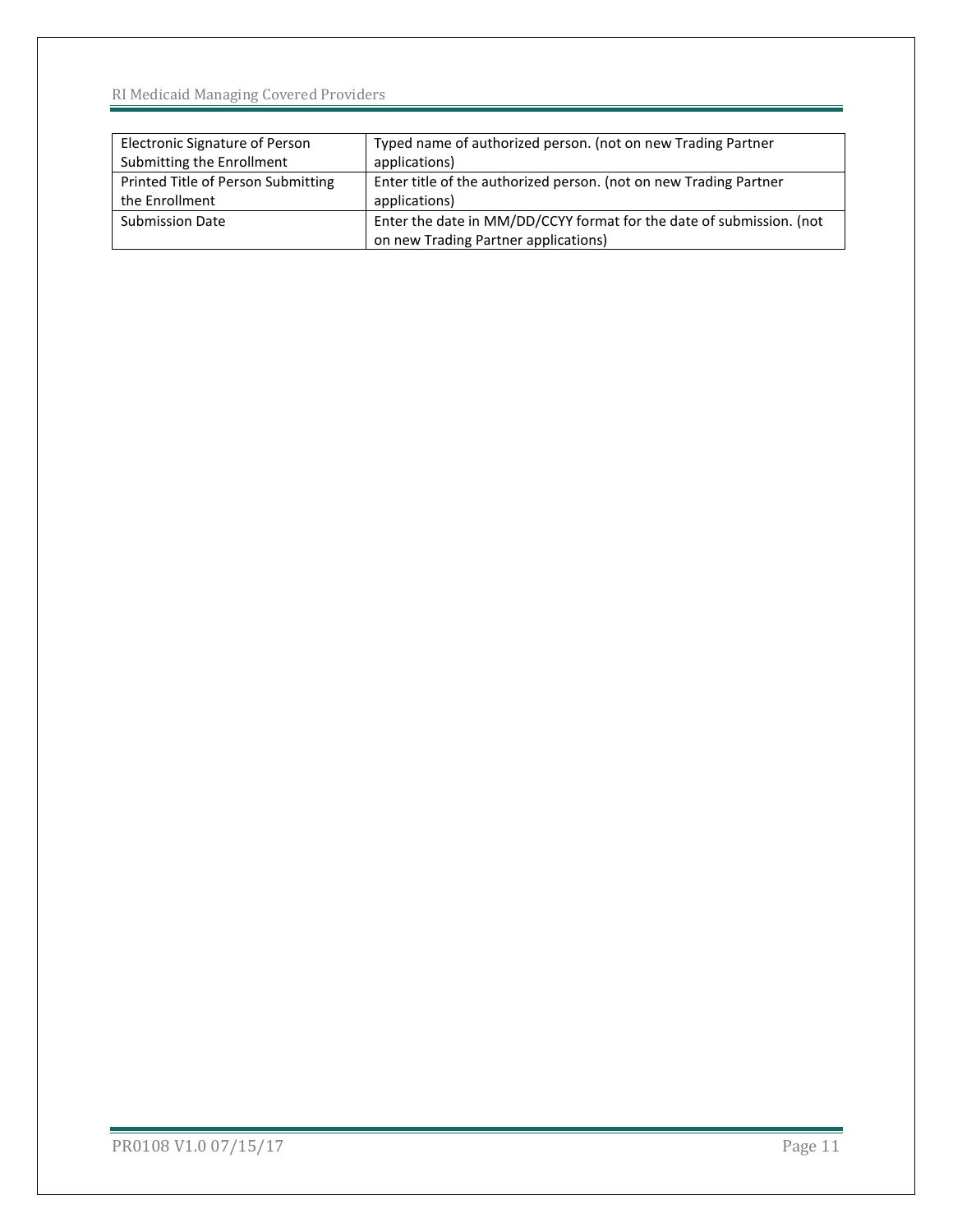| | |
|---|---|
| Electronic Signature of Person Submitting the Enrollment | Typed name of authorized person. (not on new Trading Partner applications) |
| Printed Title of Person Submitting the Enrollment | Enter title of the authorized person. (not on new Trading Partner applications) |
| Submission Date | Enter the date in MM/DD/CCYY format for the date of submission. (not on new Trading Partner applications) |